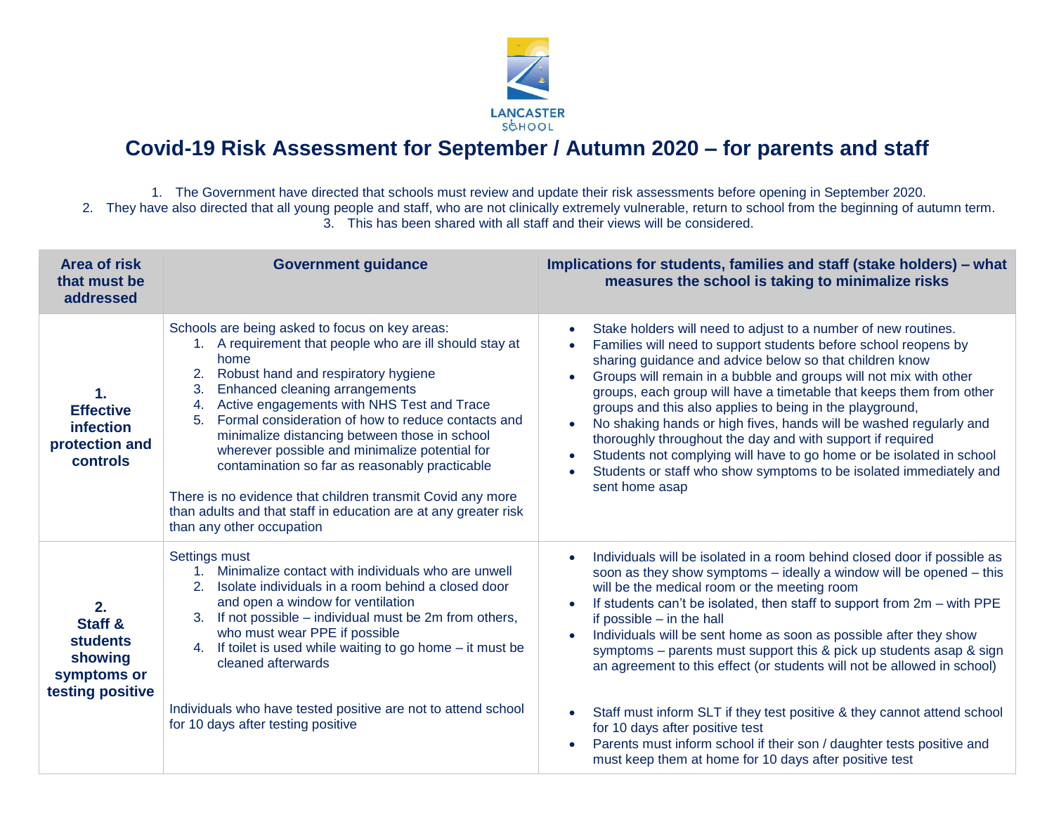LANCASTER SCHOOL

# Covid-19 Risk Assessment for September / Autumn 2020 – for parents and staff

1. The Government have directed that schools must review and update their risk assessments before opening in September 2020.
2. They have also directed that all young people and staff, who are not clinically extremely vulnerable, return to school from the beginning of autumn term.
3. This has been shared with all staff and their views will be considered.

| Area of risk that must be addressed | Government guidance | Implications for students, families and staff (stake holders) – what measures the school is taking to minimalize risks |
|---|---|---|
| **1. Effective infection protection and controls** | Schools are being asked to focus on key areas:<br>1. A requirement that people who are ill should stay at home<br>2. Robust hand and respiratory hygiene<br>3. Enhanced cleaning arrangements<br>4. Active engagements with NHS Test and Trace<br>5. Formal consideration of how to reduce contacts and minimalize distancing between those in school wherever possible and minimalize potential for contamination so far as reasonably practicable<br><br>There is no evidence that children transmit Covid any more than adults and that staff in education are at any greater risk than any other occupation | • Stake holders will need to adjust to a number of new routines.<br>• Families will need to support students before school reopens by sharing guidance and advice below so that children know<br>• Groups will remain in a bubble and groups will not mix with other groups, each group will have a timetable that keeps them from other groups and this also applies to being in the playground,<br>• No shaking hands or high fives, hands will be washed regularly and thoroughly throughout the day and with support if required<br>• Students not complying will have to go home or be isolated in school<br>• Students or staff who show symptoms to be isolated immediately and sent home asap |
| **2. Staff & students showing symptoms or testing positive** | Settings must<br>1. Minimalize contact with individuals who are unwell<br>2. Isolate individuals in a room behind a closed door and open a window for ventilation<br>3. If not possible – individual must be 2m from others, who must wear PPE if possible<br>4. If toilet is used while waiting to go home – it must be cleaned afterwards<br><br>Individuals who have tested positive are not to attend school for 10 days after testing positive | • Individuals will be isolated in a room behind closed door if possible as soon as they show symptoms – ideally a window will be opened – this will be the medical room or the meeting room<br>• If students can't be isolated, then staff to support from 2m – with PPE if possible – in the hall<br>• Individuals will be sent home as soon as possible after they show symptoms – parents must support this & pick up students asap & sign an agreement to this effect (or students will not be allowed in school)<br><br>• Staff must inform SLT if they test positive & they cannot attend school for 10 days after positive test<br>• Parents must inform school if their son / daughter tests positive and must keep them at home for 10 days after positive test |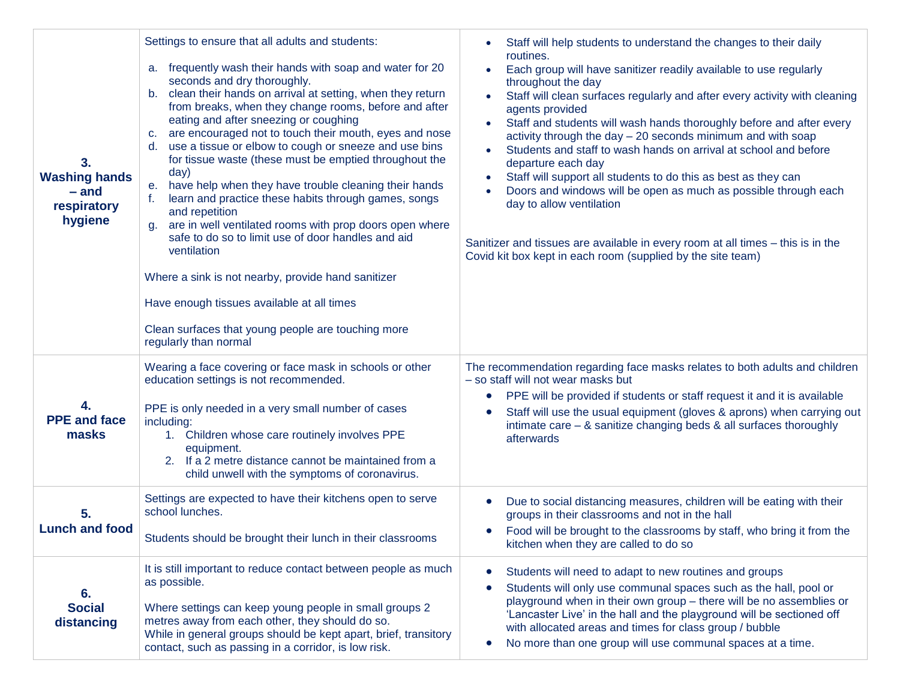| | | |
|---|---|---|
| **3. Washing hands – and respiratory hygiene** | Settings to ensure that all adults and students:<br><br>a. frequently wash their hands with soap and water for 20 seconds and dry thoroughly.<br>b. clean their hands on arrival at setting, when they return from breaks, when they change rooms, before and after eating and after sneezing or coughing<br>c. are encouraged not to touch their mouth, eyes and nose<br>d. use a tissue or elbow to cough or sneeze and use bins for tissue waste (these must be emptied throughout the day)<br>e. have help when they have trouble cleaning their hands<br>f. learn and practice these habits through games, songs and repetition<br>g. are in well ventilated rooms with prop doors open where safe to do so to limit use of door handles and aid ventilation<br><br>Where a sink is not nearby, provide hand sanitizer<br><br>Have enough tissues available at all times<br><br>Clean surfaces that young people are touching more regularly than normal | • Staff will help students to understand the changes to their daily routines.<br>• Each group will have sanitizer readily available to use regularly throughout the day<br>• Staff will clean surfaces regularly and after every activity with cleaning agents provided<br>• Staff and students will wash hands thoroughly before and after every activity through the day – 20 seconds minimum and with soap<br>• Students and staff to wash hands on arrival at school and before departure each day<br>• Staff will support all students to do this as best as they can<br>• Doors and windows will be open as much as possible through each day to allow ventilation<br><br>Sanitizer and tissues are available in every room at all times – this is in the Covid kit box kept in each room (supplied by the site team) |
| **4. PPE and face masks** | Wearing a face covering or face mask in schools or other education settings is not recommended.<br><br>PPE is only needed in a very small number of cases including:<br>1. Children whose care routinely involves PPE equipment.<br>2. If a 2 metre distance cannot be maintained from a child unwell with the symptoms of coronavirus. | The recommendation regarding face masks relates to both adults and children – so staff will not wear masks but<br>• PPE will be provided if students or staff request it and it is available<br>• Staff will use the usual equipment (gloves & aprons) when carrying out intimate care – & sanitize changing beds & all surfaces thoroughly afterwards |
| **5. Lunch and food** | Settings are expected to have their kitchens open to serve school lunches.<br><br>Students should be brought their lunch in their classrooms | • Due to social distancing measures, children will be eating with their groups in their classrooms and not in the hall<br>• Food will be brought to the classrooms by staff, who bring it from the kitchen when they are called to do so |
| **6. Social distancing** | It is still important to reduce contact between people as much as possible.<br><br>Where settings can keep young people in small groups 2 metres away from each other, they should do so.<br>While in general groups should be kept apart, brief, transitory contact, such as passing in a corridor, is low risk. | • Students will need to adapt to new routines and groups<br>• Students will only use communal spaces such as the hall, pool or playground when in their own group – there will be no assemblies or 'Lancaster Live' in the hall and the playground will be sectioned off with allocated areas and times for class group / bubble<br>• No more than one group will use communal spaces at a time. |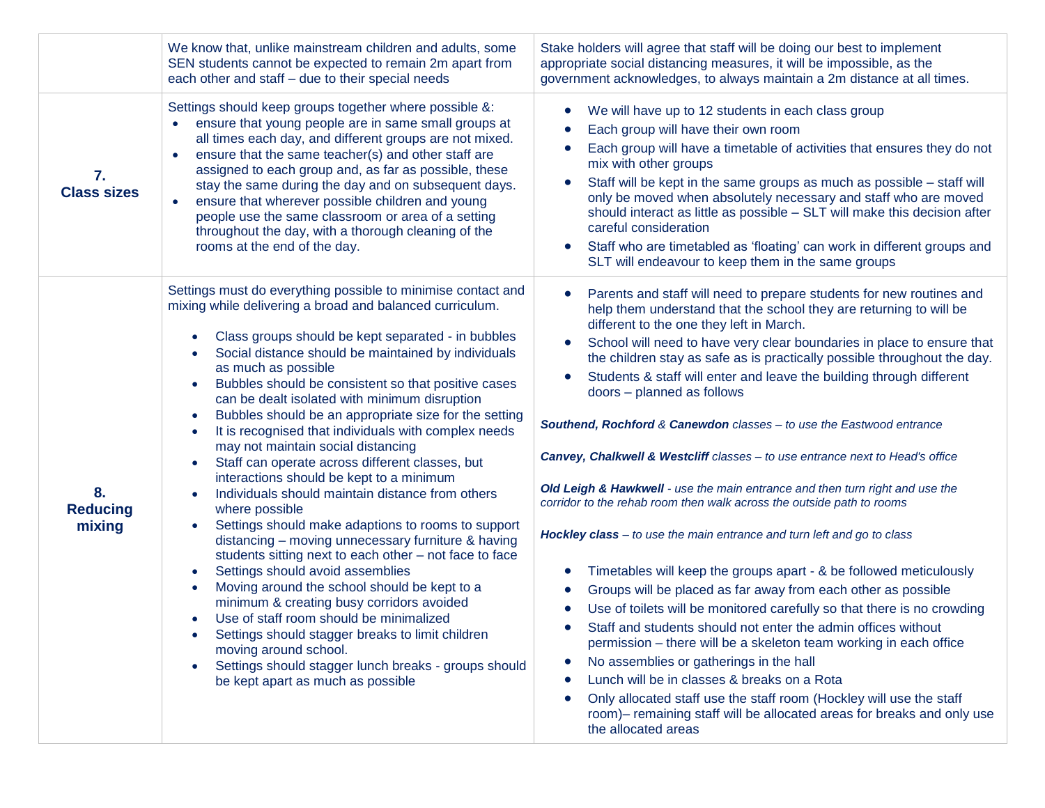| | | |
|---|---|---|
| | We know that, unlike mainstream children and adults, some SEN students cannot be expected to remain 2m apart from each other and staff – due to their special needs | Stake holders will agree that staff will be doing our best to implement appropriate social distancing measures, it will be impossible, as the government acknowledges, to always maintain a 2m distance at all times. |
| **7. Class sizes** | Settings should keep groups together where possible &:<br>• ensure that young people are in same small groups at all times each day, and different groups are not mixed.<br>• ensure that the same teacher(s) and other staff are assigned to each group and, as far as possible, these stay the same during the day and on subsequent days.<br>• ensure that wherever possible children and young people use the same classroom or area of a setting throughout the day, with a thorough cleaning of the rooms at the end of the day. | • We will have up to 12 students in each class group<br>• Each group will have their own room<br>• Each group will have a timetable of activities that ensures they do not mix with other groups<br>• Staff will be kept in the same groups as much as possible – staff will only be moved when absolutely necessary and staff who are moved should interact as little as possible – SLT will make this decision after careful consideration<br>• Staff who are timetabled as 'floating' can work in different groups and SLT will endeavour to keep them in the same groups |
| **8. Reducing mixing** | Settings must do everything possible to minimise contact and mixing while delivering a broad and balanced curriculum.<br>• Class groups should be kept separated - in bubbles<br>• Social distance should be maintained by individuals as much as possible<br>• Bubbles should be consistent so that positive cases can be dealt isolated with minimum disruption<br>• Bubbles should be an appropriate size for the setting<br>• It is recognised that individuals with complex needs may not maintain social distancing<br>• Staff can operate across different classes, but interactions should be kept to a minimum<br>• Individuals should maintain distance from others where possible<br>• Settings should make adaptions to rooms to support distancing – moving unnecessary furniture & having students sitting next to each other – not face to face<br>• Settings should avoid assemblies<br>• Moving around the school should be kept to a minimum & creating busy corridors avoided<br>• Use of staff room should be minimalized<br>• Settings should stagger breaks to limit children moving around school.<br>• Settings should stagger lunch breaks - groups should be kept apart as much as possible | • Parents and staff will need to prepare students for new routines and help them understand that the school they are returning to will be different to the one they left in March.<br>• School will need to have very clear boundaries in place to ensure that the children stay as safe as is practically possible throughout the day.<br>• Students & staff will enter and leave the building through different doors – planned as follows<br><br>***Southend, Rochford** & **Canewdon** classes – to use the Eastwood entrance*<br><br>***Canvey, Chalkwell & Westcliff** classes – to use entrance next to Head's office*<br><br>***Old Leigh & Hawkwell** - use the main entrance and then turn right and use the corridor to the rehab room then walk across the outside path to rooms*<br><br>***Hockley class** – to use the main entrance and turn left and go to class*<br><br>• Timetables will keep the groups apart - & be followed meticulously<br>• Groups will be placed as far away from each other as possible<br>• Use of toilets will be monitored carefully so that there is no crowding<br>• Staff and students should not enter the admin offices without permission – there will be a skeleton team working in each office<br>• No assemblies or gatherings in the hall<br>• Lunch will be in classes & breaks on a Rota<br>• Only allocated staff use the staff room (Hockley will use the staff room)– remaining staff will be allocated areas for breaks and only use the allocated areas |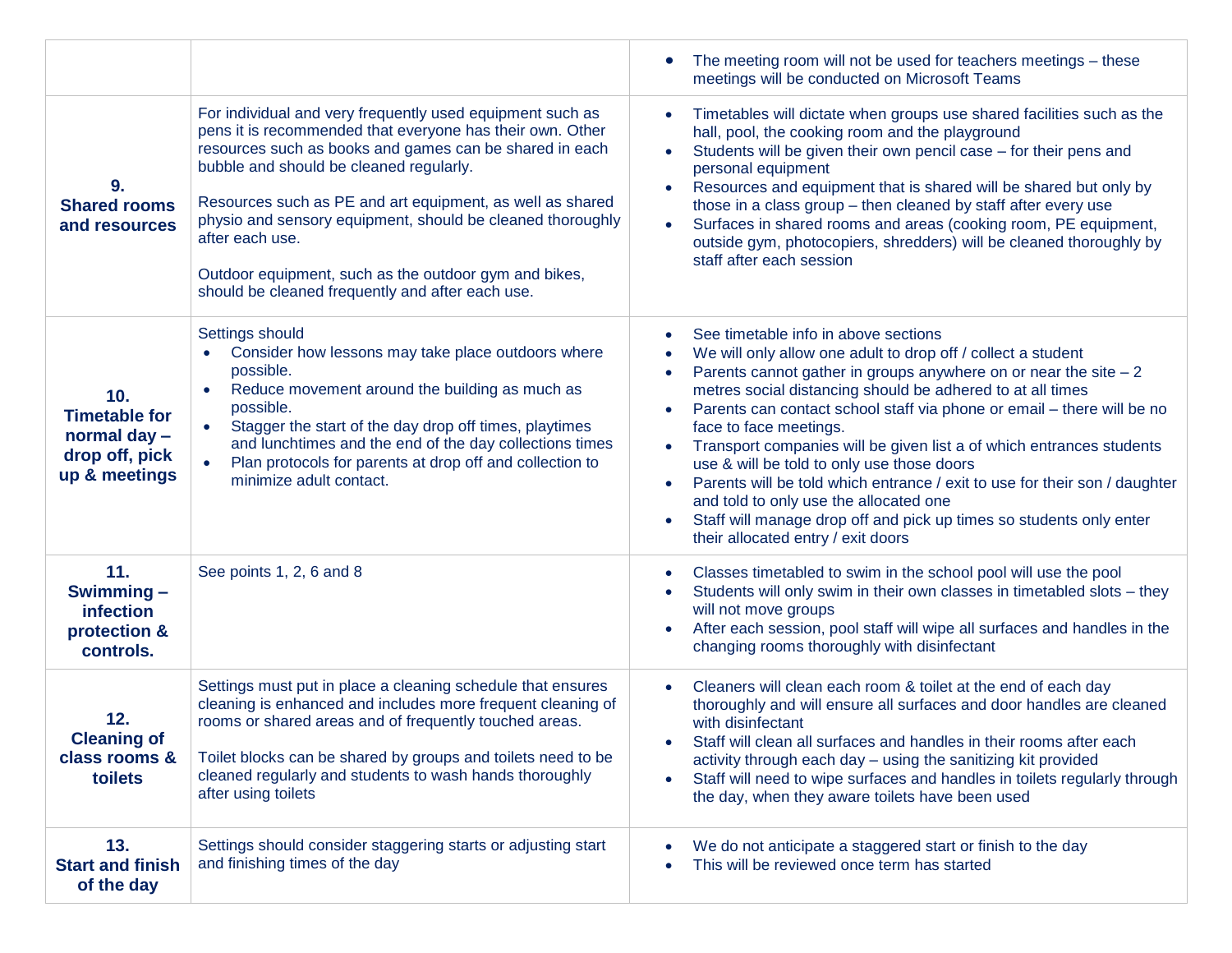| | | |
|---|---|---|
| | | • The meeting room will not be used for teachers meetings – these meetings will be conducted on Microsoft Teams |
| **9. Shared rooms and resources** | For individual and very frequently used equipment such as pens it is recommended that everyone has their own. Other resources such as books and games can be shared in each bubble and should be cleaned regularly.<br><br>Resources such as PE and art equipment, as well as shared physio and sensory equipment, should be cleaned thoroughly after each use.<br><br>Outdoor equipment, such as the outdoor gym and bikes, should be cleaned frequently and after each use. | • Timetables will dictate when groups use shared facilities such as the hall, pool, the cooking room and the playground<br>• Students will be given their own pencil case – for their pens and personal equipment<br>• Resources and equipment that is shared will be shared but only by those in a class group – then cleaned by staff after every use<br>• Surfaces in shared rooms and areas (cooking room, PE equipment, outside gym, photocopiers, shredders) will be cleaned thoroughly by staff after each session |
| **10. Timetable for normal day – drop off, pick up & meetings** | Settings should<br>• Consider how lessons may take place outdoors where possible.<br>• Reduce movement around the building as much as possible.<br>• Stagger the start of the day drop off times, playtimes and lunchtimes and the end of the day collections times<br>• Plan protocols for parents at drop off and collection to minimize adult contact. | • See timetable info in above sections<br>• We will only allow one adult to drop off / collect a student<br>• Parents cannot gather in groups anywhere on or near the site – 2 metres social distancing should be adhered to at all times<br>• Parents can contact school staff via phone or email – there will be no face to face meetings.<br>• Transport companies will be given list a of which entrances students use & will be told to only use those doors<br>• Parents will be told which entrance / exit to use for their son / daughter and told to only use the allocated one<br>• Staff will manage drop off and pick up times so students only enter their allocated entry / exit doors |
| **11. Swimming – infection protection & controls.** | See points 1, 2, 6 and 8 | • Classes timetabled to swim in the school pool will use the pool<br>• Students will only swim in their own classes in timetabled slots – they will not move groups<br>• After each session, pool staff will wipe all surfaces and handles in the changing rooms thoroughly with disinfectant |
| **12. Cleaning of class rooms & toilets** | Settings must put in place a cleaning schedule that ensures cleaning is enhanced and includes more frequent cleaning of rooms or shared areas and of frequently touched areas.<br><br>Toilet blocks can be shared by groups and toilets need to be cleaned regularly and students to wash hands thoroughly after using toilets | • Cleaners will clean each room & toilet at the end of each day thoroughly and will ensure all surfaces and door handles are cleaned with disinfectant<br>• Staff will clean all surfaces and handles in their rooms after each activity through each day – using the sanitizing kit provided<br>• Staff will need to wipe surfaces and handles in toilets regularly through the day, when they aware toilets have been used |
| **13. Start and finish of the day** | Settings should consider staggering starts or adjusting start and finishing times of the day | • We do not anticipate a staggered start or finish to the day<br>• This will be reviewed once term has started |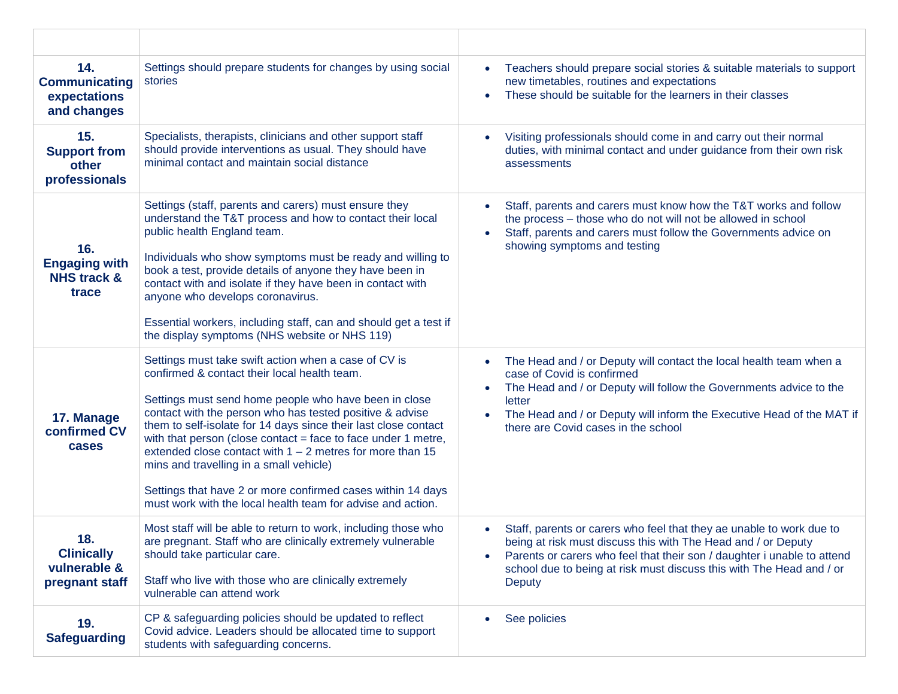| | | |
|---|---|---|
| **14. Communicating expectations and changes** | Settings should prepare students for changes by using social stories | • Teachers should prepare social stories & suitable materials to support new timetables, routines and expectations<br>• These should be suitable for the learners in their classes |
| **15. Support from other professionals** | Specialists, therapists, clinicians and other support staff should provide interventions as usual. They should have minimal contact and maintain social distance | • Visiting professionals should come in and carry out their normal duties, with minimal contact and under guidance from their own risk assessments |
| **16. Engaging with NHS track & trace** | Settings (staff, parents and carers) must ensure they understand the T&T process and how to contact their local public health England team.<br><br>Individuals who show symptoms must be ready and willing to book a test, provide details of anyone they have been in contact with and isolate if they have been in contact with anyone who develops coronavirus.<br><br>Essential workers, including staff, can and should get a test if the display symptoms (NHS website or NHS 119) | • Staff, parents and carers must know how the T&T works and follow the process – those who do not will not be allowed in school<br>• Staff, parents and carers must follow the Governments advice on showing symptoms and testing |
| **17. Manage confirmed CV cases** | Settings must take swift action when a case of CV is confirmed & contact their local health team.<br><br>Settings must send home people who have been in close contact with the person who has tested positive & advise them to self-isolate for 14 days since their last close contact with that person (close contact = face to face under 1 metre, extended close contact with 1 – 2 metres for more than 15 mins and travelling in a small vehicle)<br><br>Settings that have 2 or more confirmed cases within 14 days must work with the local health team for advise and action. | • The Head and / or Deputy will contact the local health team when a case of Covid is confirmed<br>• The Head and / or Deputy will follow the Governments advice to the letter<br>• The Head and / or Deputy will inform the Executive Head of the MAT if there are Covid cases in the school |
| **18. Clinically vulnerable & pregnant staff** | Most staff will be able to return to work, including those who are pregnant. Staff who are clinically extremely vulnerable should take particular care.<br><br>Staff who live with those who are clinically extremely vulnerable can attend work | • Staff, parents or carers who feel that they ae unable to work due to being at risk must discuss this with The Head and / or Deputy<br>• Parents or carers who feel that their son / daughter i unable to attend school due to being at risk must discuss this with The Head and / or Deputy |
| **19. Safeguarding** | CP & safeguarding policies should be updated to reflect Covid advice. Leaders should be allocated time to support students with safeguarding concerns. | • See policies |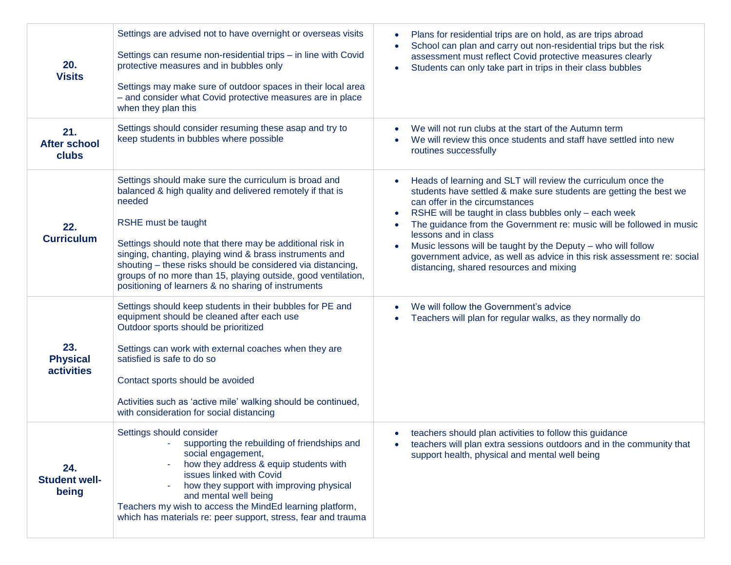| | | |
|---|---|---|
| **20. Visits** | Settings are advised not to have overnight or overseas visits<br><br>Settings can resume non-residential trips – in line with Covid protective measures and in bubbles only<br><br>Settings may make sure of outdoor spaces in their local area – and consider what Covid protective measures are in place when they plan this | • Plans for residential trips are on hold, as are trips abroad<br>• School can plan and carry out non-residential trips but the risk assessment must reflect Covid protective measures clearly<br>• Students can only take part in trips in their class bubbles |
| **21. After school clubs** | Settings should consider resuming these asap and try to keep students in bubbles where possible | • We will not run clubs at the start of the Autumn term<br>• We will review this once students and staff have settled into new routines successfully |
| **22. Curriculum** | Settings should make sure the curriculum is broad and balanced & high quality and delivered remotely if that is needed<br><br>RSHE must be taught<br><br>Settings should note that there may be additional risk in singing, chanting, playing wind & brass instruments and shouting – these risks should be considered via distancing, groups of no more than 15, playing outside, good ventilation, positioning of learners & no sharing of instruments | • Heads of learning and SLT will review the curriculum once the students have settled & make sure students are getting the best we can offer in the circumstances<br>• RSHE will be taught in class bubbles only – each week<br>• The guidance from the Government re: music will be followed in music lessons and in class<br>• Music lessons will be taught by the Deputy – who will follow government advice, as well as advice in this risk assessment re: social distancing, shared resources and mixing |
| **23. Physical activities** | Settings should keep students in their bubbles for PE and equipment should be cleaned after each use<br>Outdoor sports should be prioritized<br><br>Settings can work with external coaches when they are satisfied is safe to do so<br><br>Contact sports should be avoided<br><br>Activities such as 'active mile' walking should be continued, with consideration for social distancing | • We will follow the Government's advice<br>• Teachers will plan for regular walks, as they normally do |
| **24. Student well-being** | Settings should consider<br>- supporting the rebuilding of friendships and social engagement,<br>- how they address & equip students with issues linked with Covid<br>- how they support with improving physical and mental well being<br>Teachers my wish to access the MindEd learning platform, which has materials re: peer support, stress, fear and trauma | • teachers should plan activities to follow this guidance<br>• teachers will plan extra sessions outdoors and in the community that support health, physical and mental well being |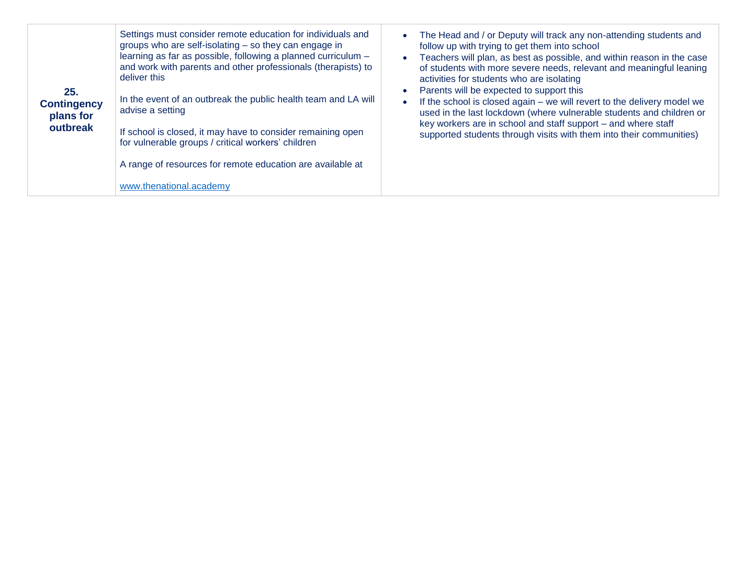| | | |
|---|---|---|
| **25. Contingency plans for outbreak** | Settings must consider remote education for individuals and groups who are self-isolating – so they can engage in learning as far as possible, following a planned curriculum – and work with parents and other professionals (therapists) to deliver this<br><br>In the event of an outbreak the public health team and LA will advise a setting<br><br>If school is closed, it may have to consider remaining open for vulnerable groups / critical workers' children<br><br>A range of resources for remote education are available at<br><br>[www.thenational.academy](http://www.thenational.academy) | • The Head and / or Deputy will track any non-attending students and follow up with trying to get them into school<br>• Teachers will plan, as best as possible, and within reason in the case of students with more severe needs, relevant and meaningful leaning activities for students who are isolating<br>• Parents will be expected to support this<br>• If the school is closed again – we will revert to the delivery model we used in the last lockdown (where vulnerable students and children or key workers are in school and staff support – and where staff supported students through visits with them into their communities) |